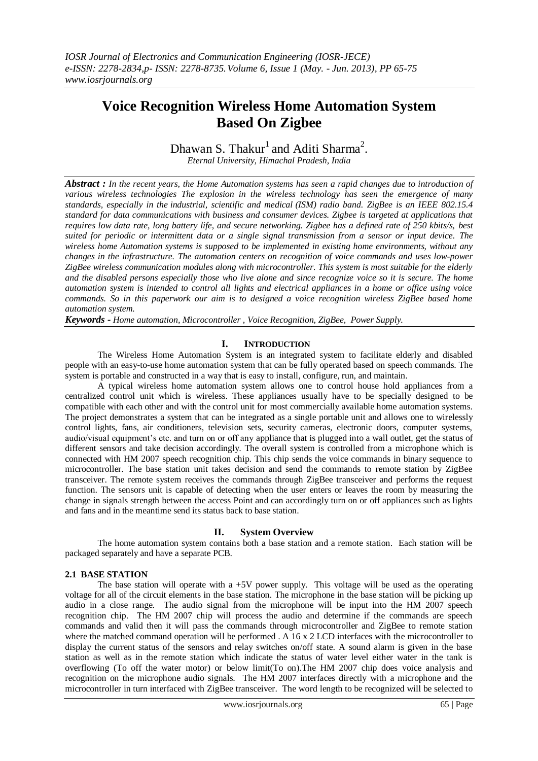# Voice Recognition Wireless Home Automation System Based On Zigbee

Dhawan S. Thakur[1] and Aditi Sharma[2].

*Eternal University, Himachal Pradesh, India*

***Abstract :*** *In the recent years, the Home Automation systems has seen a rapid changes due to introduction of various wireless technologies The explosion in the wireless technology has seen the emergence of many standards, especially in the industrial, scientific and medical (ISM) radio band. ZigBee is an IEEE 802.15.4 standard for data communications with business and consumer devices. Zigbee is targeted at applications that requires low data rate, long battery life, and secure networking. Zigbee has a defined rate of 250 kbits/s, best suited for periodic or intermittent data or a single signal transmission from a sensor or input device. The wireless home Automation systems is supposed to be implemented in existing home environments, without any changes in the infrastructure. The automation centers on recognition of voice commands and uses low-power ZigBee wireless communication modules along with microcontroller. This system is most suitable for the elderly and the disabled persons especially those who live alone and since recognize voice so it is secure. The home automation system is intended to control all lights and electrical appliances in a home or office using voice commands. So in this paperwork our aim is to designed a voice recognition wireless ZigBee based home automation system.*

***Keywords -*** *Home automation, Microcontroller , Voice Recognition, ZigBee, Power Supply.*

## I. INTRODUCTION

The Wireless Home Automation System is an integrated system to facilitate elderly and disabled people with an easy-to-use home automation system that can be fully operated based on speech commands. The system is portable and constructed in a way that is easy to install, configure, run, and maintain.

A typical wireless home automation system allows one to control house hold appliances from a centralized control unit which is wireless. These appliances usually have to be specially designed to be compatible with each other and with the control unit for most commercially available home automation systems. The project demonstrates a system that can be integrated as a single portable unit and allows one to wirelessly control lights, fans, air conditioners, television sets, security cameras, electronic doors, computer systems, audio/visual equipment's etc. and turn on or off any appliance that is plugged into a wall outlet, get the status of different sensors and take decision accordingly. The overall system is controlled from a microphone which is connected with HM 2007 speech recognition chip. This chip sends the voice commands in binary sequence to microcontroller. The base station unit takes decision and send the commands to remote station by ZigBee transceiver. The remote system receives the commands through ZigBee transceiver and performs the request function. The sensors unit is capable of detecting when the user enters or leaves the room by measuring the change in signals strength between the access Point and can accordingly turn on or off appliances such as lights and fans and in the meantime send its status back to base station.

## II. System Overview

The home automation system contains both a base station and a remote station. Each station will be packaged separately and have a separate PCB.

### 2.1 BASE STATION

The base station will operate with a +5V power supply. This voltage will be used as the operating voltage for all of the circuit elements in the base station. The microphone in the base station will be picking up audio in a close range. The audio signal from the microphone will be input into the HM 2007 speech recognition chip. The HM 2007 chip will process the audio and determine if the commands are speech commands and valid then it will pass the commands through microcontroller and ZigBee to remote station where the matched command operation will be performed . A 16 x 2 LCD interfaces with the microcontroller to display the current status of the sensors and relay switches on/off state. A sound alarm is given in the base station as well as in the remote station which indicate the status of water level either water in the tank is overflowing (To off the water motor) or below limit(To on).The HM 2007 chip does voice analysis and recognition on the microphone audio signals. The HM 2007 interfaces directly with a microphone and the microcontroller in turn interfaced with ZigBee transceiver. The word length to be recognized will be selected to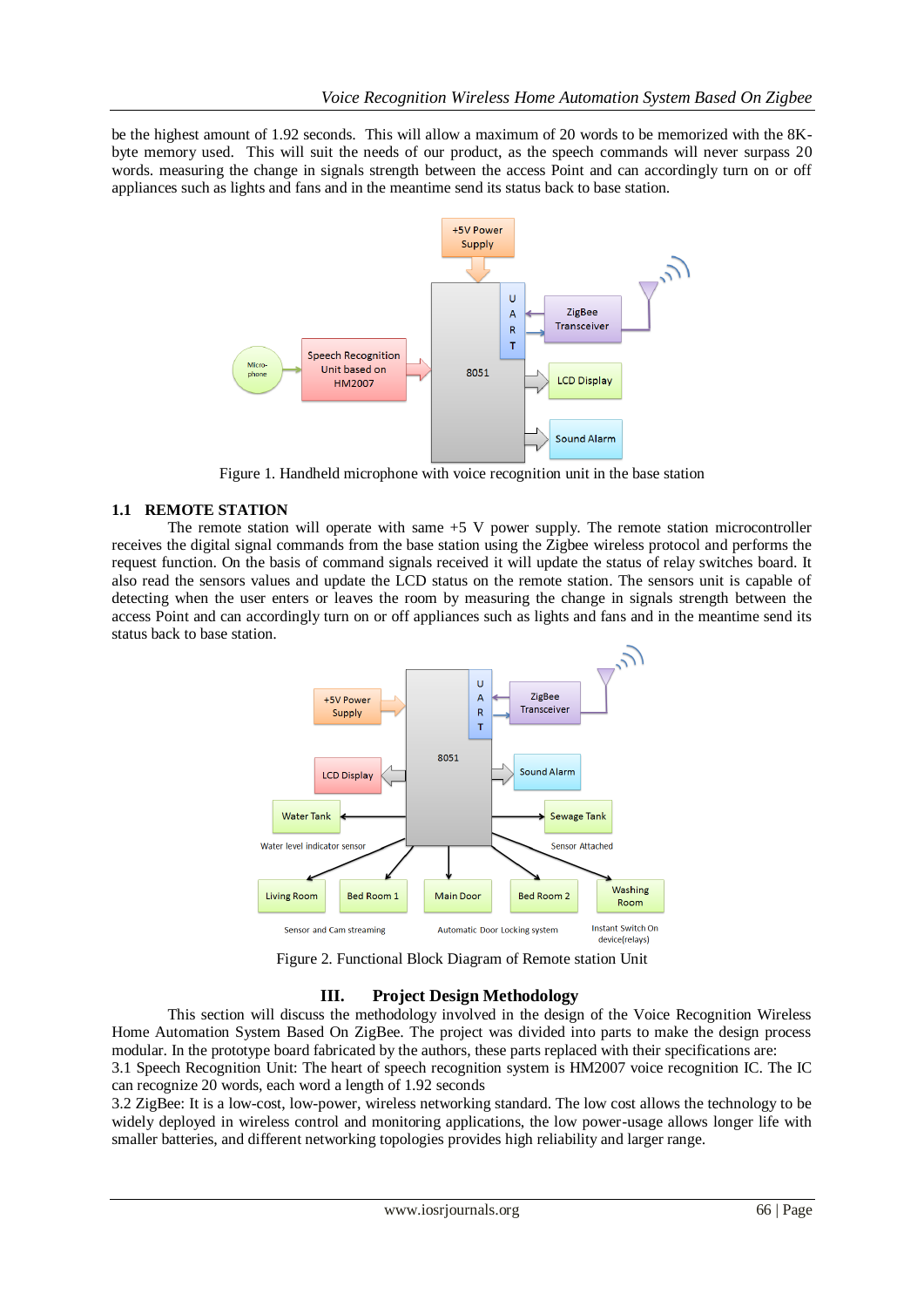be the highest amount of 1.92 seconds. This will allow a maximum of 20 words to be memorized with the 8K-byte memory used. This will suit the needs of our product, as the speech commands will never surpass 20 words. measuring the change in signals strength between the access Point and can accordingly turn on or off appliances such as lights and fans and in the meantime send its status back to base station.

Figure 1. Handheld microphone with voice recognition unit in the base station

### 1.1 REMOTE STATION

The remote station will operate with same +5 V power supply. The remote station microcontroller receives the digital signal commands from the base station using the Zigbee wireless protocol and performs the request function. On the basis of command signals received it will update the status of relay switches board. It also read the sensors values and update the LCD status on the remote station. The sensors unit is capable of detecting when the user enters or leaves the room by measuring the change in signals strength between the access Point and can accordingly turn on or off appliances such as lights and fans and in the meantime send its status back to base station.

Figure 2. Functional Block Diagram of Remote station Unit

## III. Project Design Methodology

This section will discuss the methodology involved in the design of the Voice Recognition Wireless Home Automation System Based On ZigBee. The project was divided into parts to make the design process modular. In the prototype board fabricated by the authors, these parts replaced with their specifications are:

3.1 Speech Recognition Unit: The heart of speech recognition system is HM2007 voice recognition IC. The IC can recognize 20 words, each word a length of 1.92 seconds

3.2 ZigBee: It is a low-cost, low-power, wireless networking standard. The low cost allows the technology to be widely deployed in wireless control and monitoring applications, the low power-usage allows longer life with smaller batteries, and different networking topologies provides high reliability and larger range.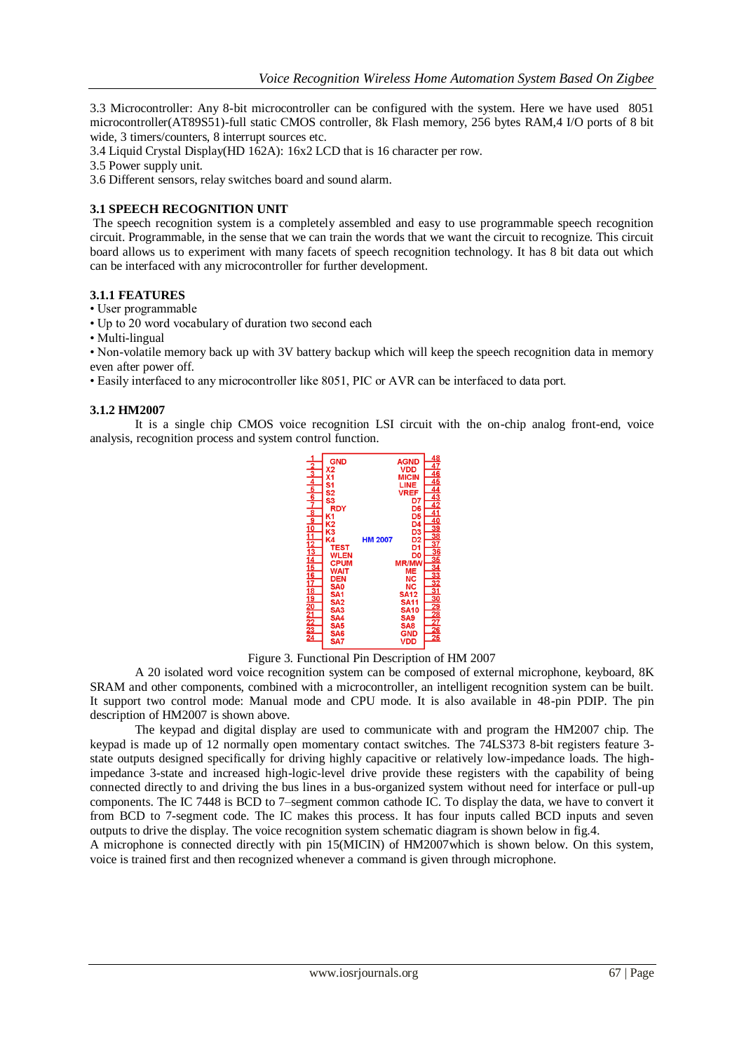3.3 Microcontroller: Any 8-bit microcontroller can be configured with the system. Here we have used 8051 microcontroller(AT89S51)-full static CMOS controller, 8k Flash memory, 256 bytes RAM,4 I/O ports of 8 bit wide, 3 timers/counters, 8 interrupt sources etc.

3.4 Liquid Crystal Display(HD 162A): 16x2 LCD that is 16 character per row.

3.5 Power supply unit.

3.6 Different sensors, relay switches board and sound alarm.

### 3.1 SPEECH RECOGNITION UNIT

The speech recognition system is a completely assembled and easy to use programmable speech recognition circuit. Programmable, in the sense that we can train the words that we want the circuit to recognize. This circuit board allows us to experiment with many facets of speech recognition technology. It has 8 bit data out which can be interfaced with any microcontroller for further development.

#### 3.1.1 FEATURES

- User programmable
- Up to 20 word vocabulary of duration two second each
- Multi-lingual
- Non-volatile memory back up with 3V battery backup which will keep the speech recognition data in memory even after power off.
- Easily interfaced to any microcontroller like 8051, PIC or AVR can be interfaced to data port.

#### 3.1.2 HM2007

It is a single chip CMOS voice recognition LSI circuit with the on-chip analog front-end, voice analysis, recognition process and system control function.

| Pin | Name | Name | Pin |
|---|---|---|---|
| 1 | GND | AGND | 48 |
| 2 | X2 | VDD | 47 |
| 3 | X1 | MICIN | 46 |
| 4 | S1 | LINE | 45 |
| 5 | S2 | VREF | 44 |
| 6 | S3 | D7 | 43 |
| 7 | RDY | D6 | 42 |
| 8 | K1 | D5 | 41 |
| 9 | K2 | D4 | 40 |
| 10 | K3 | D3 | 39 |
| 11 | K4 | D2 | 38 |
| 12 | TEST | D1 | 37 |
| 13 | WLEN | D0 | 36 |
| 14 | CPUM | MR/MW | 35 |
| 15 | WAIT | ME | 34 |
| 16 | DEN | NC | 33 |
| 17 | SA0 | NC | 32 |
| 18 | SA1 | SA12 | 31 |
| 19 | SA2 | SA11 | 30 |
| 20 | SA3 | SA10 | 29 |
| 21 | SA4 | SA9 | 28 |
| 22 | SA5 | SA8 | 27 |
| 23 | SA6 | GND | 26 |
| 24 | SA7 | VDD | 25 |

Figure 3. Functional Pin Description of HM 2007

A 20 isolated word voice recognition system can be composed of external microphone, keyboard, 8K SRAM and other components, combined with a microcontroller, an intelligent recognition system can be built. It support two control mode: Manual mode and CPU mode. It is also available in 48-pin PDIP. The pin description of HM2007 is shown above.

The keypad and digital display are used to communicate with and program the HM2007 chip. The keypad is made up of 12 normally open momentary contact switches. The 74LS373 8-bit registers feature 3-state outputs designed specifically for driving highly capacitive or relatively low-impedance loads. The high-impedance 3-state and increased high-logic-level drive provide these registers with the capability of being connected directly to and driving the bus lines in a bus-organized system without need for interface or pull-up components. The IC 7448 is BCD to 7–segment common cathode IC. To display the data, we have to convert it from BCD to 7-segment code. The IC makes this process. It has four inputs called BCD inputs and seven outputs to drive the display. The voice recognition system schematic diagram is shown below in fig.4.

A microphone is connected directly with pin 15(MICIN) of HM2007which is shown below. On this system, voice is trained first and then recognized whenever a command is given through microphone.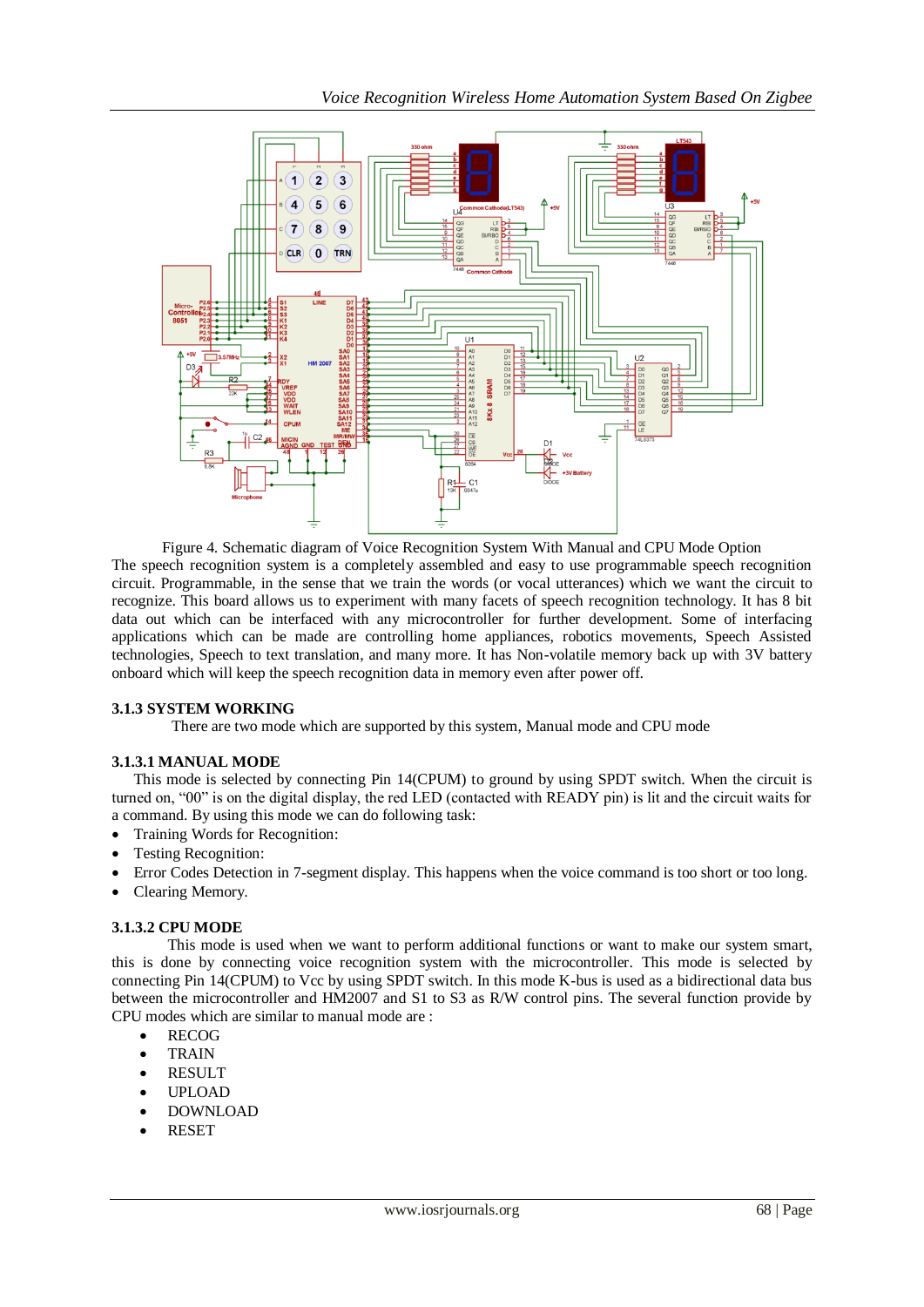Figure 4. Schematic diagram of Voice Recognition System With Manual and CPU Mode Option

The speech recognition system is a completely assembled and easy to use programmable speech recognition circuit. Programmable, in the sense that we train the words (or vocal utterances) which we want the circuit to recognize. This board allows us to experiment with many facets of speech recognition technology. It has 8 bit data out which can be interfaced with any microcontroller for further development. Some of interfacing applications which can be made are controlling home appliances, robotics movements, Speech Assisted technologies, Speech to text translation, and many more. It has Non-volatile memory back up with 3V battery onboard which will keep the speech recognition data in memory even after power off.

### 3.1.3 SYSTEM WORKING

There are two mode which are supported by this system, Manual mode and CPU mode

#### 3.1.3.1 MANUAL MODE

This mode is selected by connecting Pin 14(CPUM) to ground by using SPDT switch. When the circuit is turned on, "00" is on the digital display, the red LED (contacted with READY pin) is lit and the circuit waits for a command. By using this mode we can do following task:

- Training Words for Recognition:
- Testing Recognition:
- Error Codes Detection in 7-segment display. This happens when the voice command is too short or too long.
- Clearing Memory.

#### 3.1.3.2 CPU MODE

This mode is used when we want to perform additional functions or want to make our system smart, this is done by connecting voice recognition system with the microcontroller. This mode is selected by connecting Pin 14(CPUM) to Vcc by using SPDT switch. In this mode K-bus is used as a bidirectional data bus between the microcontroller and HM2007 and S1 to S3 as R/W control pins. The several function provide by CPU modes which are similar to manual mode are :

- RECOG
- TRAIN
- RESULT
- UPLOAD
- DOWNLOAD
- RESET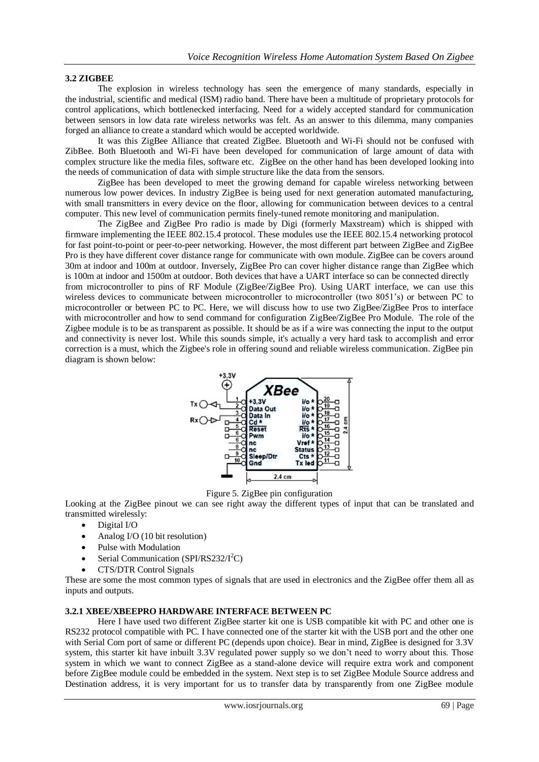### 3.2 ZIGBEE

The explosion in wireless technology has seen the emergence of many standards, especially in the industrial, scientific and medical (ISM) radio band. There have been a multitude of proprietary protocols for control applications, which bottlenecked interfacing. Need for a widely accepted standard for communication between sensors in low data rate wireless networks was felt. As an answer to this dilemma, many companies forged an alliance to create a standard which would be accepted worldwide.

It was this ZigBee Alliance that created ZigBee. Bluetooth and Wi-Fi should not be confused with ZibBee. Both Bluetooth and Wi-Fi have been developed for communication of large amount of data with complex structure like the media files, software etc. ZigBee on the other hand has been developed looking into the needs of communication of data with simple structure like the data from the sensors.

ZigBee has been developed to meet the growing demand for capable wireless networking between numerous low power devices. In industry ZigBee is being used for next generation automated manufacturing, with small transmitters in every device on the floor, allowing for communication between devices to a central computer. This new level of communication permits finely-tuned remote monitoring and manipulation.

The ZigBee and ZigBee Pro radio is made by Digi (formerly Maxstream) which is shipped with firmware implementing the IEEE 802.15.4 protocol. These modules use the IEEE 802.15.4 networking protocol for fast point-to-point or peer-to-peer networking. However, the most different part between ZigBee and ZigBee Pro is they have different cover distance range for communicate with own module. ZigBee can be covers around 30m at indoor and 100m at outdoor. Inversely, ZigBee Pro can cover higher distance range than ZigBee which is 100m at indoor and 1500m at outdoor. Both devices that have a UART interface so can be connected directly from microcontroller to pins of RF Module (ZigBee/ZigBee Pro). Using UART interface, we can use this wireless devices to communicate between microcontroller to microcontroller (two 8051's) or between PC to microcontroller or between PC to PC. Here, we will discuss how to use two ZigBee/ZigBee Pros to interface with microcontroller and how to send command for configuration ZigBee/ZigBee Pro Module. The role of the Zigbee module is to be as transparent as possible. It should be as if a wire was connecting the input to the output and connectivity is never lost. While this sounds simple, it's actually a very hard task to accomplish and error correction is a must, which the Zigbee's role in offering sound and reliable wireless communication. ZigBee pin diagram is shown below:

Figure 5. ZigBee pin configuration

Looking at the ZigBee pinout we can see right away the different types of input that can be translated and transmitted wirelessly:

- Digital I/O
- Analog I/O (10 bit resolution)
- Pulse with Modulation
- Serial Communication (SPI/RS232/$I^2C$)
- CTS/DTR Control Signals

These are some the most common types of signals that are used in electronics and the ZigBee offer them all as inputs and outputs.

#### 3.2.1 XBEE/XBEEPRO HARDWARE INTERFACE BETWEEN PC

Here I have used two different ZigBee starter kit one is USB compatible kit with PC and other one is RS232 protocol compatible with PC. I have connected one of the starter kit with the USB port and the other one with Serial Com port of same or different PC (depends upon choice). Bear in mind, ZigBee is designed for 3.3V system, this starter kit have inbuilt 3.3V regulated power supply so we don't need to worry about this. Those system in which we want to connect ZigBee as a stand-alone device will require extra work and component before ZigBee module could be embedded in the system. Next step is to set ZigBee Module Source address and Destination address, it is very important for us to transfer data by transparently from one ZigBee module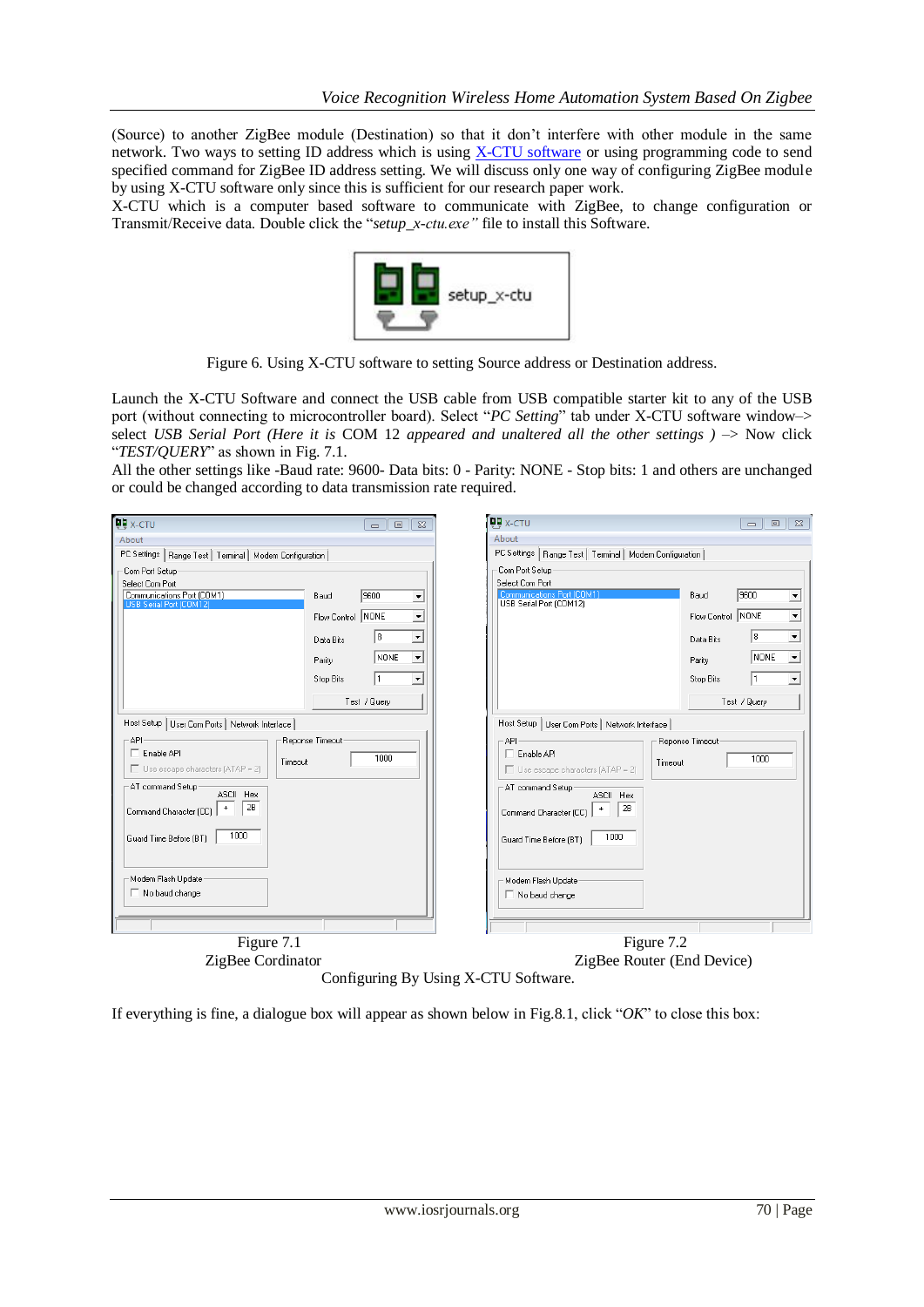(Source) to another ZigBee module (Destination) so that it don't interfere with other module in the same network. Two ways to setting ID address which is using X-CTU software or using programming code to send specified command for ZigBee ID address setting. We will discuss only one way of configuring ZigBee module by using X-CTU software only since this is sufficient for our research paper work.

X-CTU which is a computer based software to communicate with ZigBee, to change configuration or Transmit/Receive data. Double click the "*setup_x-ctu.exe"* file to install this Software.

Figure 6. Using X-CTU software to setting Source address or Destination address.

Launch the X-CTU Software and connect the USB cable from USB compatible starter kit to any of the USB port (without connecting to microcontroller board). Select "*PC Setting*" tab under X-CTU software window–> select *USB Serial Port (Here it is* COM 12 *appeared and unaltered all the other settings )* –> Now click "*TEST/QUERY*" as shown in Fig. 7.1.

All the other settings like -Baud rate: 9600- Data bits: 0 - Parity: NONE - Stop bits: 1 and others are unchanged or could be changed according to data transmission rate required.

Figure 7.1
ZigBee Cordinator

Figure 7.2
ZigBee Router (End Device)

Configuring By Using X-CTU Software.

If everything is fine, a dialogue box will appear as shown below in Fig.8.1, click "*OK*" to close this box: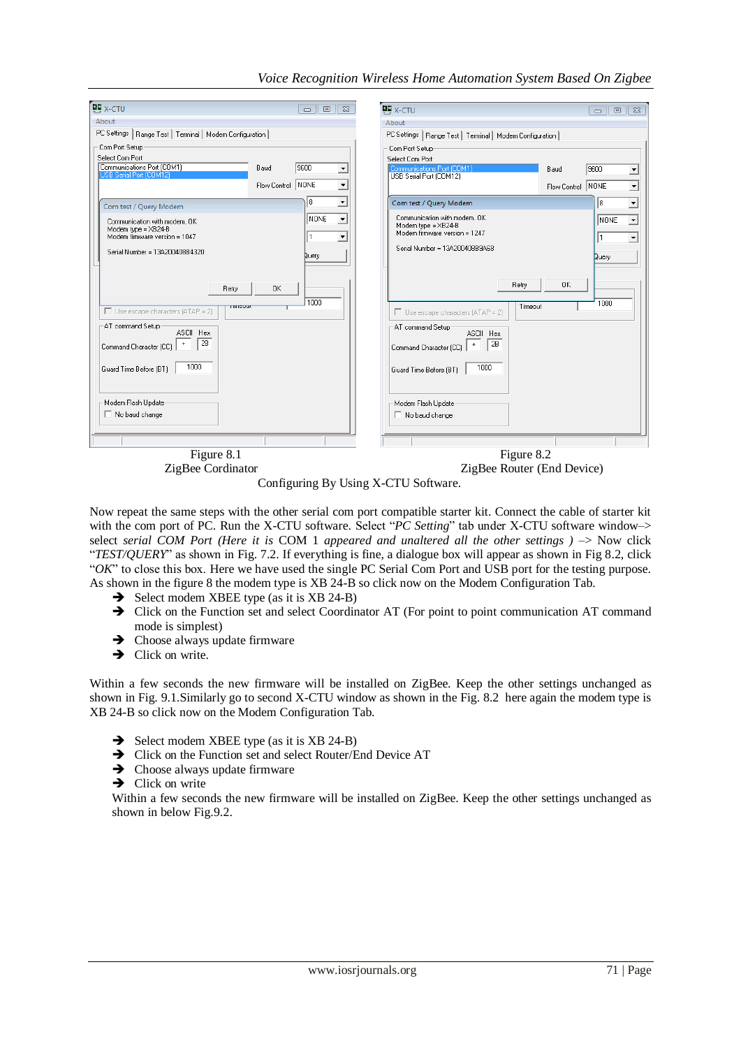Figure 8.1
ZigBee Cordinator

Figure 8.2
ZigBee Router (End Device)

Configuring By Using X-CTU Software.

Now repeat the same steps with the other serial com port compatible starter kit. Connect the cable of starter kit with the com port of PC. Run the X-CTU software. Select "*PC Setting*" tab under X-CTU software window–> select *serial COM Port (Here it is* COM 1 *appeared and unaltered all the other settings )* –> Now click "*TEST/QUERY*" as shown in Fig. 7.2. If everything is fine, a dialogue box will appear as shown in Fig 8.2, click "*OK*" to close this box. Here we have used the single PC Serial Com Port and USB port for the testing purpose. As shown in the figure 8 the modem type is XB 24-B so click now on the Modem Configuration Tab.

- ➔ Select modem XBEE type (as it is XB 24-B)
- ➔ Click on the Function set and select Coordinator AT (For point to point communication AT command mode is simplest)
- ➔ Choose always update firmware
- ➔ Click on write.

Within a few seconds the new firmware will be installed on ZigBee. Keep the other settings unchanged as shown in Fig. 9.1.Similarly go to second X-CTU window as shown in the Fig. 8.2 here again the modem type is XB 24-B so click now on the Modem Configuration Tab.

- ➔ Select modem XBEE type (as it is XB 24-B)
- ➔ Click on the Function set and select Router/End Device AT
- ➔ Choose always update firmware
- ➔ Click on write

Within a few seconds the new firmware will be installed on ZigBee. Keep the other settings unchanged as shown in below Fig.9.2.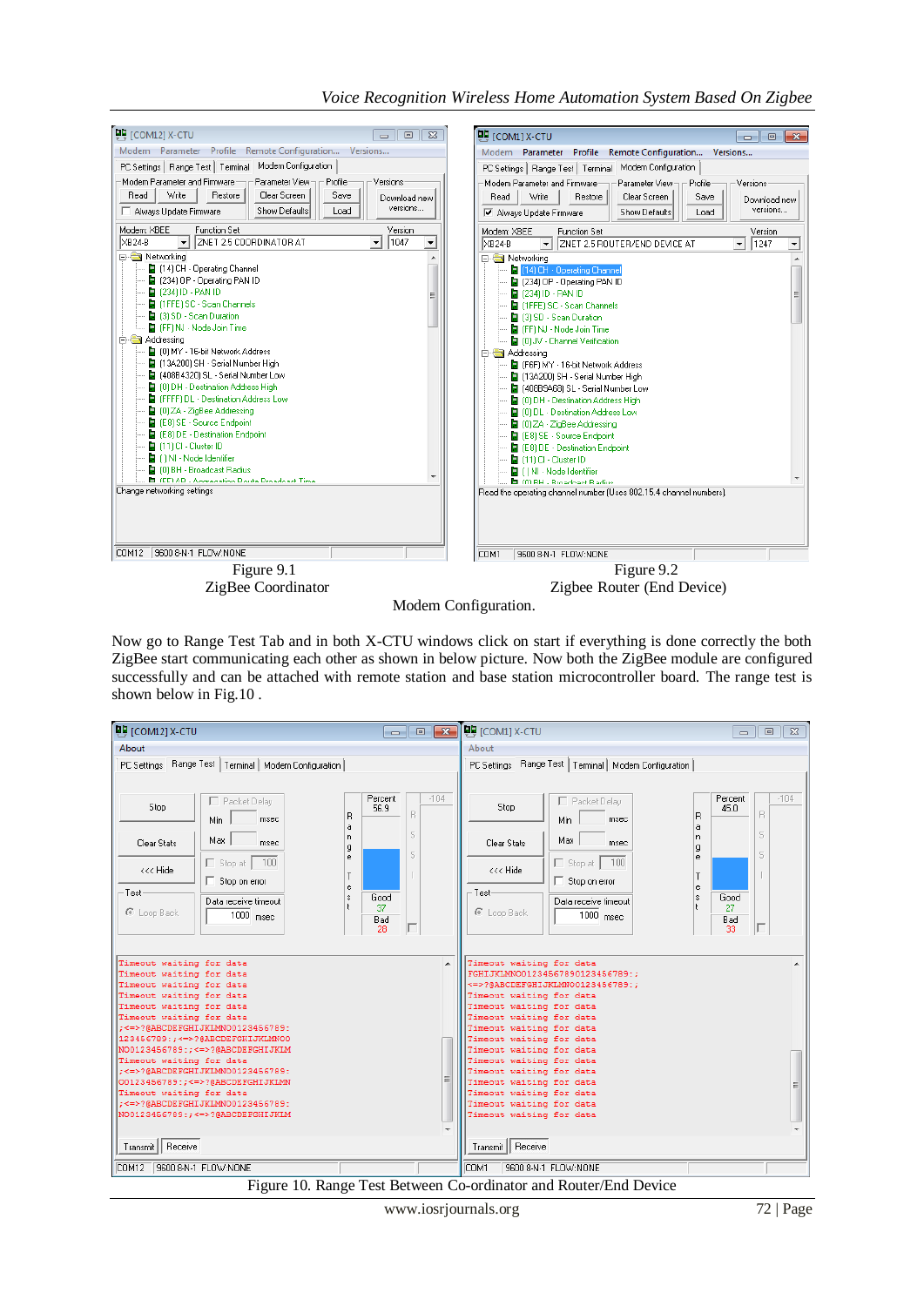Figure 9.1
ZigBee Coordinator

Figure 9.2
Zigbee Router (End Device)

Modem Configuration.

Now go to Range Test Tab and in both X-CTU windows click on start if everything is done correctly the both ZigBee start communicating each other as shown in below picture. Now both the ZigBee module are configured successfully and can be attached with remote station and base station microcontroller board. The range test is shown below in Fig.10 .

Figure 10. Range Test Between Co-ordinator and Router/End Device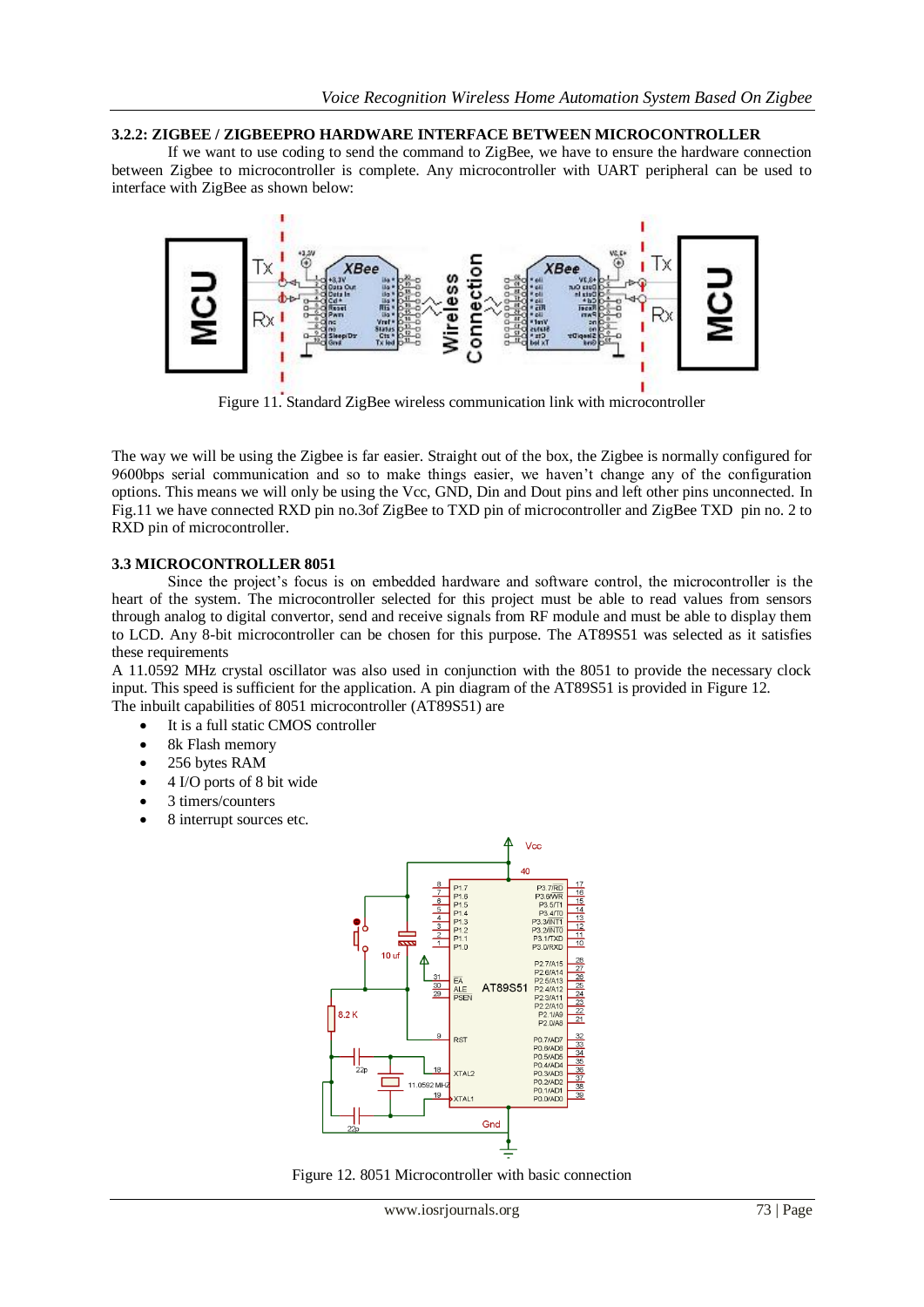### 3.2.2: ZIGBEE / ZIGBEEPRO HARDWARE INTERFACE BETWEEN MICROCONTROLLER

If we want to use coding to send the command to ZigBee, we have to ensure the hardware connection between Zigbee to microcontroller is complete. Any microcontroller with UART peripheral can be used to interface with ZigBee as shown below:

Figure 11. Standard ZigBee wireless communication link with microcontroller

The way we will be using the Zigbee is far easier. Straight out of the box, the Zigbee is normally configured for 9600bps serial communication and so to make things easier, we haven't change any of the configuration options. This means we will only be using the Vcc, GND, Din and Dout pins and left other pins unconnected. In Fig.11 we have connected RXD pin no.3of ZigBee to TXD pin of microcontroller and ZigBee TXD pin no. 2 to RXD pin of microcontroller.

### 3.3 MICROCONTROLLER 8051

Since the project's focus is on embedded hardware and software control, the microcontroller is the heart of the system. The microcontroller selected for this project must be able to read values from sensors through analog to digital convertor, send and receive signals from RF module and must be able to display them to LCD. Any 8-bit microcontroller can be chosen for this purpose. The AT89S51 was selected as it satisfies these requirements

A 11.0592 MHz crystal oscillator was also used in conjunction with the 8051 to provide the necessary clock input. This speed is sufficient for the application. A pin diagram of the AT89S51 is provided in Figure 12.

The inbuilt capabilities of 8051 microcontroller (AT89S51) are

- It is a full static CMOS controller
- 8k Flash memory
- 256 bytes RAM
- 4 I/O ports of 8 bit wide
- 3 timers/counters
- 8 interrupt sources etc.

Figure 12. 8051 Microcontroller with basic connection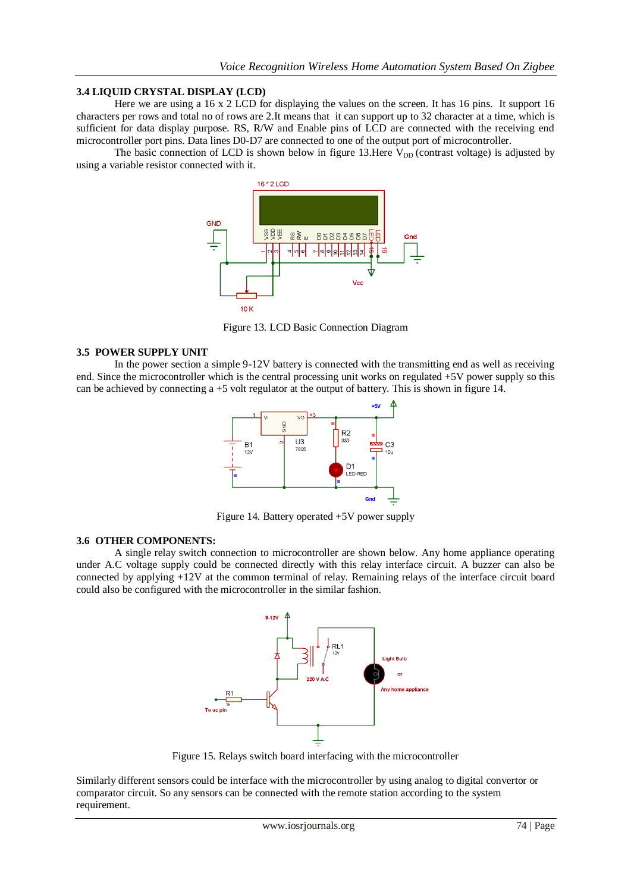### 3.4 LIQUID CRYSTAL DISPLAY (LCD)

Here we are using a 16 x 2 LCD for displaying the values on the screen. It has 16 pins. It support 16 characters per rows and total no of rows are 2.It means that it can support up to 32 character at a time, which is sufficient for data display purpose. RS, R/W and Enable pins of LCD are connected with the receiving end microcontroller port pins. Data lines D0-D7 are connected to one of the output port of microcontroller.

The basic connection of LCD is shown below in figure 13.Here $V_{DD}$ (contrast voltage) is adjusted by using a variable resistor connected with it.

Figure 13. LCD Basic Connection Diagram

### 3.5 POWER SUPPLY UNIT

In the power section a simple 9-12V battery is connected with the transmitting end as well as receiving end. Since the microcontroller which is the central processing unit works on regulated +5V power supply so this can be achieved by connecting a +5 volt regulator at the output of battery. This is shown in figure 14.

Figure 14. Battery operated +5V power supply

### 3.6 OTHER COMPONENTS:

A single relay switch connection to microcontroller are shown below. Any home appliance operating under A.C voltage supply could be connected directly with this relay interface circuit. A buzzer can also be connected by applying +12V at the common terminal of relay. Remaining relays of the interface circuit board could also be configured with the microcontroller in the similar fashion.

Figure 15. Relays switch board interfacing with the microcontroller

Similarly different sensors could be interface with the microcontroller by using analog to digital convertor or comparator circuit. So any sensors can be connected with the remote station according to the system requirement.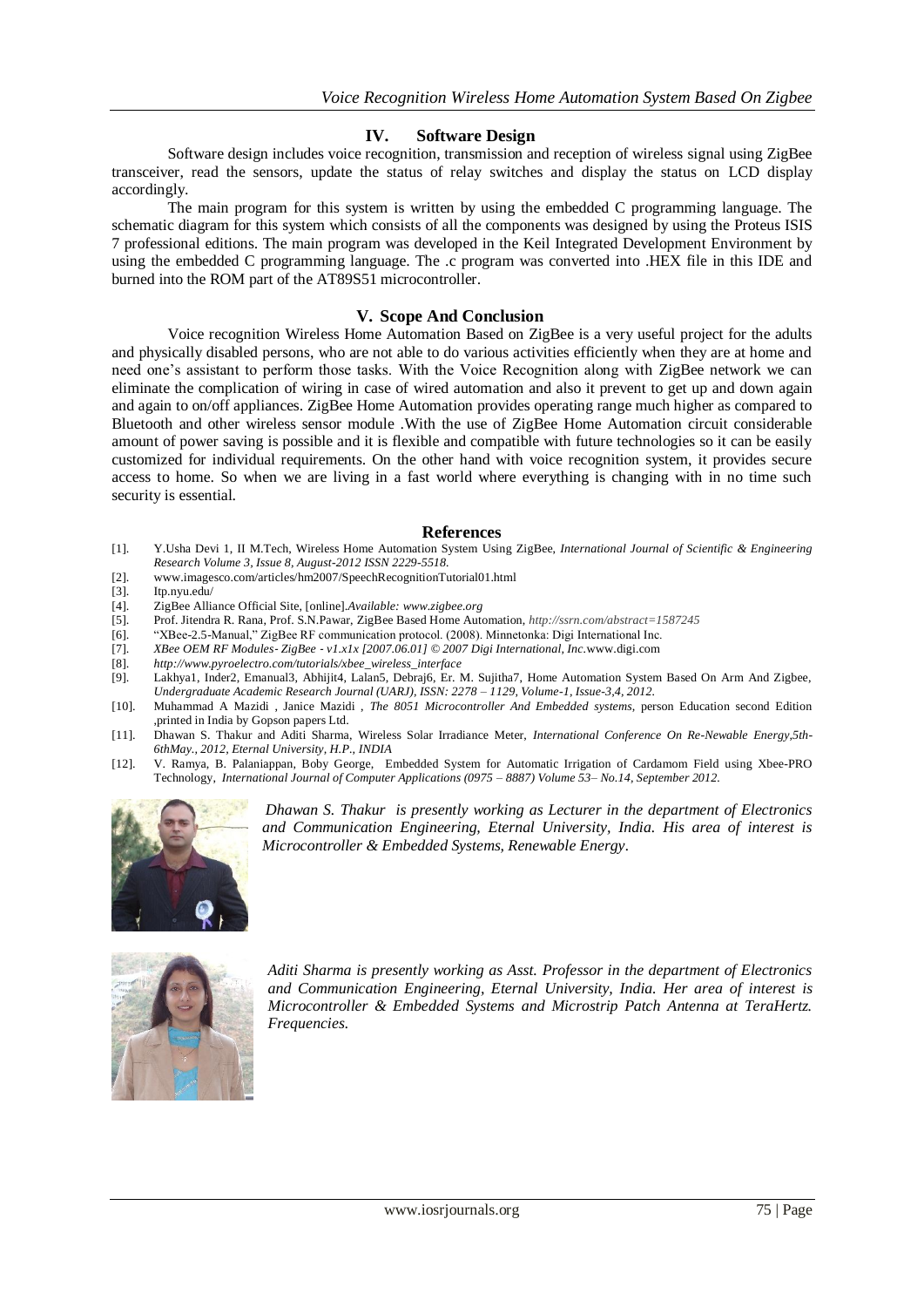## IV. Software Design

Software design includes voice recognition, transmission and reception of wireless signal using ZigBee transceiver, read the sensors, update the status of relay switches and display the status on LCD display accordingly.

The main program for this system is written by using the embedded C programming language. The schematic diagram for this system which consists of all the components was designed by using the Proteus ISIS 7 professional editions. The main program was developed in the Keil Integrated Development Environment by using the embedded C programming language. The .c program was converted into .HEX file in this IDE and burned into the ROM part of the AT89S51 microcontroller.

## V. Scope And Conclusion

Voice recognition Wireless Home Automation Based on ZigBee is a very useful project for the adults and physically disabled persons, who are not able to do various activities efficiently when they are at home and need one's assistant to perform those tasks. With the Voice Recognition along with ZigBee network we can eliminate the complication of wiring in case of wired automation and also it prevent to get up and down again and again to on/off appliances. ZigBee Home Automation provides operating range much higher as compared to Bluetooth and other wireless sensor module .With the use of ZigBee Home Automation circuit considerable amount of power saving is possible and it is flexible and compatible with future technologies so it can be easily customized for individual requirements. On the other hand with voice recognition system, it provides secure access to home. So when we are living in a fast world where everything is changing with in no time such security is essential.

## References

[1]. Y.Usha Devi 1, II M.Tech, Wireless Home Automation System Using ZigBee, *International Journal of Scientific & Engineering Research Volume 3, Issue 8, August-2012 ISSN 2229-5518.*

[2]. www.imagesco.com/articles/hm2007/SpeechRecognitionTutorial01.html

[3]. Itp.nyu.edu/

[4]. ZigBee Alliance Official Site, [online].*Available: www.zigbee.org*

[5]. Prof. Jitendra R. Rana, Prof. S.N.Pawar, ZigBee Based Home Automation, *http://ssrn.com/abstract=1587245*

[6]. "XBee-2.5-Manual," ZigBee RF communication protocol. (2008). Minnetonka: Digi International Inc.

[7]. *XBee OEM RF Modules- ZigBee - v1.x1x [2007.06.01] © 2007 Digi International, Inc.*www.digi.com

[8]. *http://www.pyroelectro.com/tutorials/xbee_wireless_interface*

[9]. Lakhya1, Inder2, Emanual3, Abhijit4, Lalan5, Debraj6, Er. M. Sujitha7, Home Automation System Based On Arm And Zigbee, *Undergraduate Academic Research Journal (UARJ), ISSN: 2278 – 1129, Volume-1, Issue-3,4, 2012.*

[10]. Muhammad A Mazidi , Janice Mazidi , *The 8051 Microcontroller And Embedded systems,* person Education second Edition ,printed in India by Gopson papers Ltd.

[11]. Dhawan S. Thakur and Aditi Sharma, Wireless Solar Irradiance Meter, *International Conference On Re-Newable Energy,5th-6thMay., 2012, Eternal University, H.P., INDIA*

[12]. V. Ramya, B. Palaniappan, Boby George, Embedded System for Automatic Irrigation of Cardamom Field using Xbee-PRO Technology, *International Journal of Computer Applications (0975 – 8887) Volume 53– No.14, September 2012.*

*Dhawan S. Thakur is presently working as Lecturer in the department of Electronics and Communication Engineering, Eternal University, India. His area of interest is Microcontroller & Embedded Systems, Renewable Energy.*

*Aditi Sharma is presently working as Asst. Professor in the department of Electronics and Communication Engineering, Eternal University, India. Her area of interest is Microcontroller & Embedded Systems and Microstrip Patch Antenna at TeraHertz. Frequencies.*